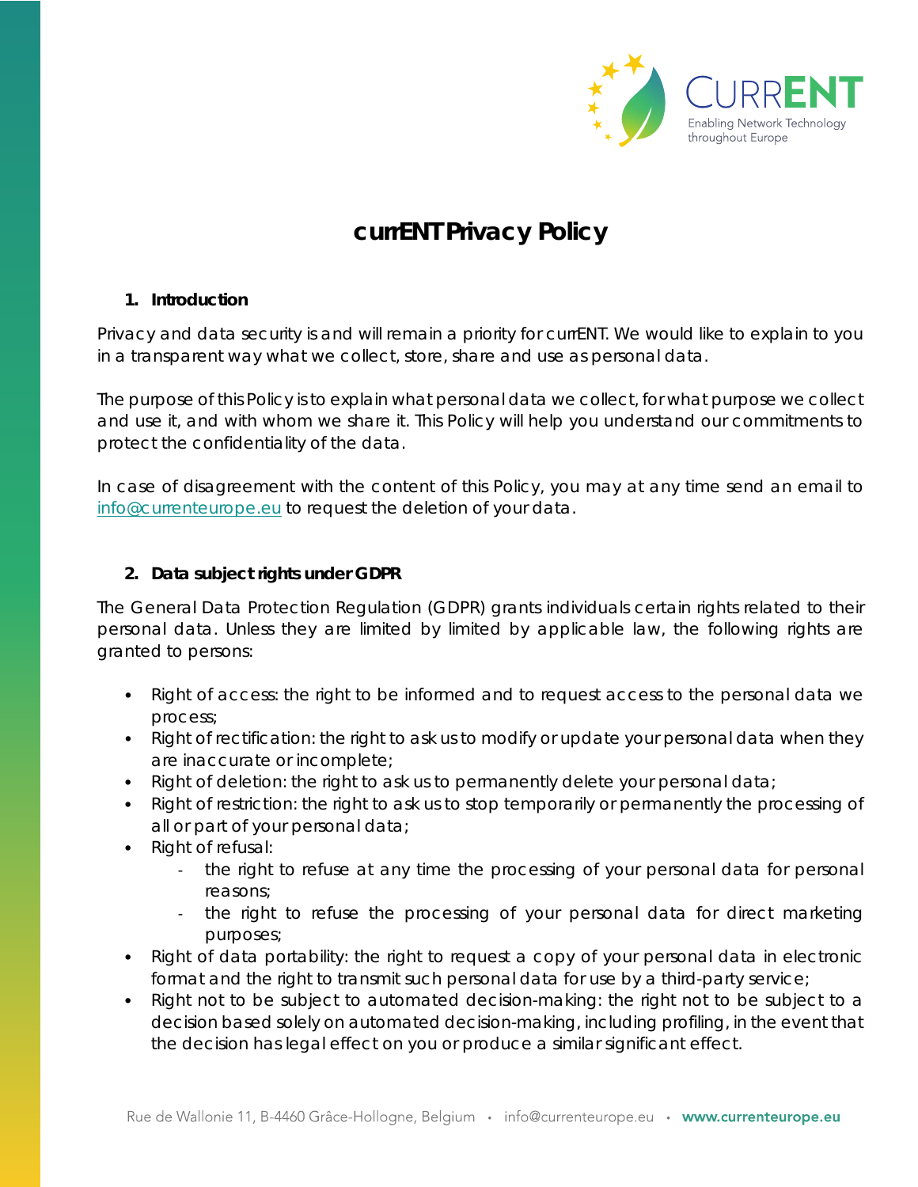# currENT Privacy Policy

## 1. Introduction

Privacy and data security is and will remain a priority for currENT. We would like to explain to you in a transparent way what we collect, store, share and use as personal data.

The purpose of this Policy is to explain what personal data we collect, for what purpose we collect and use it, and with whom we share it. This Policy will help you understand our commitments to protect the confidentiality of the data.

In case of disagreement with the content of this Policy, you may at any time send an email to info@currenteurope.eu to request the deletion of your data.

## 2. *Data subject rights under GDPR*

The General Data Protection Regulation (GDPR) grants individuals certain rights related to their personal data. Unless they are limited by limited by applicable law, the following rights are granted to persons:

- Right of access: the right to be informed and to request access to the personal data we process;
- Right of rectification: the right to ask us to modify or update your personal data when they are inaccurate or incomplete;
- Right of deletion: the right to ask us to permanently delete your personal data;
- Right of restriction: the right to ask us to stop temporarily or permanently the processing of all or part of your personal data;
- Right of refusal:
  - the right to refuse at any time the processing of your personal data for personal reasons;
  - the right to refuse the processing of your personal data for direct marketing purposes;
- Right of data portability: the right to request a copy of your personal data in electronic format and the right to transmit such personal data for use by a third-party service;
- Right not to be subject to automated decision-making: the right not to be subject to a decision based solely on automated decision-making, including profiling, in the event that the decision has legal effect on you or produce a similar significant effect.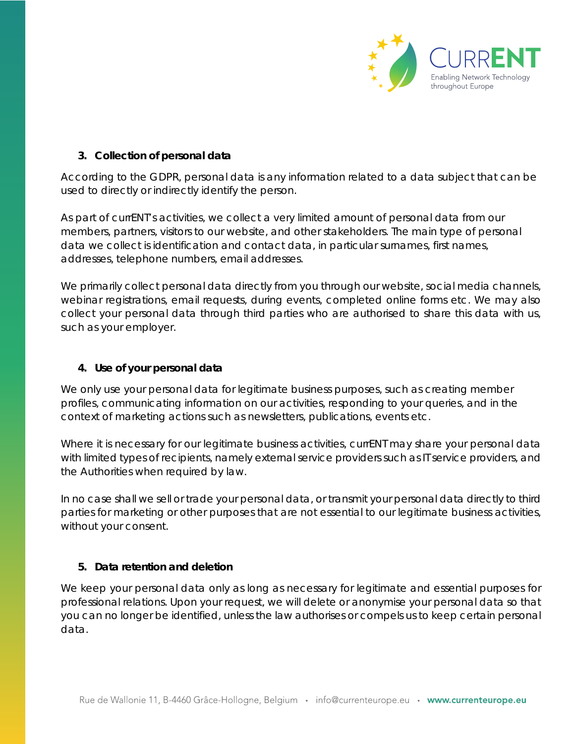## 3. Collection of personal data

According to the GDPR, personal data is any information related to a data subject that can be used to directly or indirectly identify the person.

As part of currENT's activities, we collect a very limited amount of personal data from our members, partners, visitors to our website, and other stakeholders. The main type of personal data we collect is identification and contact data, in particular surnames, first names, addresses, telephone numbers, email addresses.

We primarily collect personal data directly from you through our website, social media channels, webinar registrations, email requests, during events, completed online forms etc. We may also collect your personal data through third parties who are authorised to share this data with us, such as your employer.

## 4. Use of your personal data

We only use your personal data for legitimate business purposes, such as creating member profiles, communicating information on our activities, responding to your queries, and in the context of marketing actions such as newsletters, publications, events etc.

Where it is necessary for our legitimate business activities, currENT may share your personal data with limited types of recipients, namely external service providers such as IT service providers, and the Authorities when required by law.

In no case shall we sell or trade your personal data, or transmit your personal data directly to third parties for marketing or other purposes that are not essential to our legitimate business activities, without your consent.

## 5. Data retention and deletion

We keep your personal data only as long as necessary for legitimate and essential purposes for professional relations. Upon your request, we will delete or anonymise your personal data so that you can no longer be identified, unless the law authorises or compels us to keep certain personal data.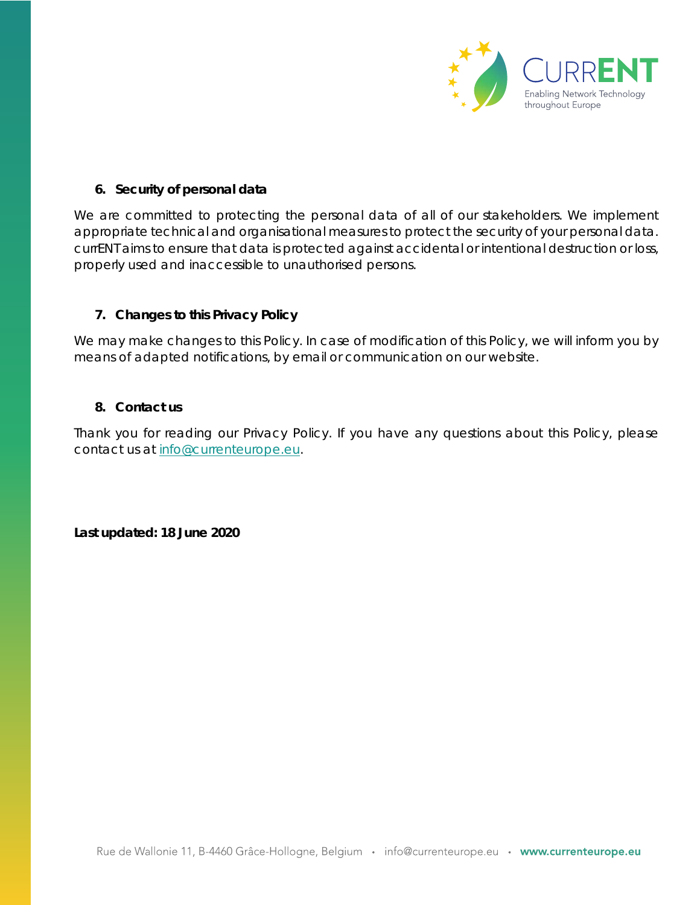## 6. Security of personal data

We are committed to protecting the personal data of all of our stakeholders. We implement appropriate technical and organisational measures to protect the security of your personal data. currENT aims to ensure that data is protected against accidental or intentional destruction or loss, properly used and inaccessible to unauthorised persons.

## 7. Changes to this Privacy Policy

We may make changes to this Policy. In case of modification of this Policy, we will inform you by means of adapted notifications, by email or communication on our website.

## 8. Contact us

Thank you for reading our Privacy Policy. If you have any questions about this Policy, please contact us at info@currenteurope.eu.

**Last updated: 18 June 2020**